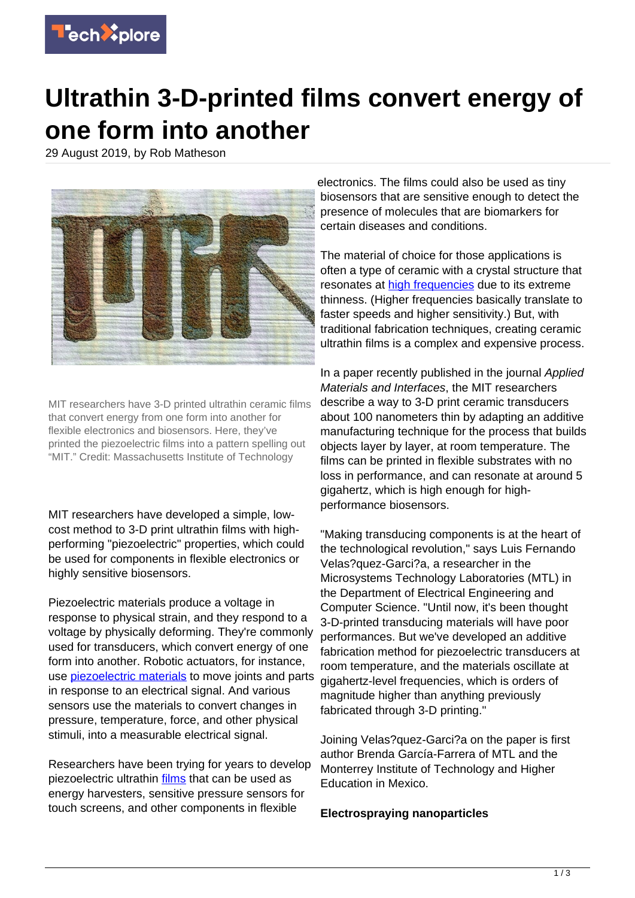# Ultrathin 3-D-printed films convert energy of one form into another

29 August 2019, by Rob Matheson

MIT researchers have 3-D printed ultrathin ceramic films that convert energy from one form into another for flexible electronics and biosensors. Here, they've printed the piezoelectric films into a pattern spelling out "MIT." Credit: Massachusetts Institute of Technology

MIT researchers have developed a simple, low-cost method to 3-D print ultrathin films with high-performing "piezoelectric" properties, which could be used for components in flexible electronics or highly sensitive biosensors.

Piezoelectric materials produce a voltage in response to physical strain, and they respond to a voltage by physically deforming. They're commonly used for transducers, which convert energy of one form into another. Robotic actuators, for instance, use piezoelectric materials to move joints and parts in response to an electrical signal. And various sensors use the materials to convert changes in pressure, temperature, force, and other physical stimuli, into a measurable electrical signal.

Researchers have been trying for years to develop piezoelectric ultrathin films that can be used as energy harvesters, sensitive pressure sensors for touch screens, and other components in flexible electronics. The films could also be used as tiny biosensors that are sensitive enough to detect the presence of molecules that are biomarkers for certain diseases and conditions.

The material of choice for those applications is often a type of ceramic with a crystal structure that resonates at high frequencies due to its extreme thinness. (Higher frequencies basically translate to faster speeds and higher sensitivity.) But, with traditional fabrication techniques, creating ceramic ultrathin films is a complex and expensive process.

In a paper recently published in the journal *Applied Materials and Interfaces*, the MIT researchers describe a way to 3-D print ceramic transducers about 100 nanometers thin by adapting an additive manufacturing technique for the process that builds objects layer by layer, at room temperature. The films can be printed in flexible substrates with no loss in performance, and can resonate at around 5 gigahertz, which is high enough for high-performance biosensors.

"Making transducing components is at the heart of the technological revolution," says Luis Fernando Velas?quez-Garci?a, a researcher in the Microsystems Technology Laboratories (MTL) in the Department of Electrical Engineering and Computer Science. "Until now, it's been thought 3-D-printed transducing materials will have poor performances. But we've developed an additive fabrication method for piezoelectric transducers at room temperature, and the materials oscillate at gigahertz-level frequencies, which is orders of magnitude higher than anything previously fabricated through 3-D printing."

Joining Velas?quez-Garci?a on the paper is first author Brenda García-Farrera of MTL and the Monterrey Institute of Technology and Higher Education in Mexico.

**Electrospraying nanoparticles**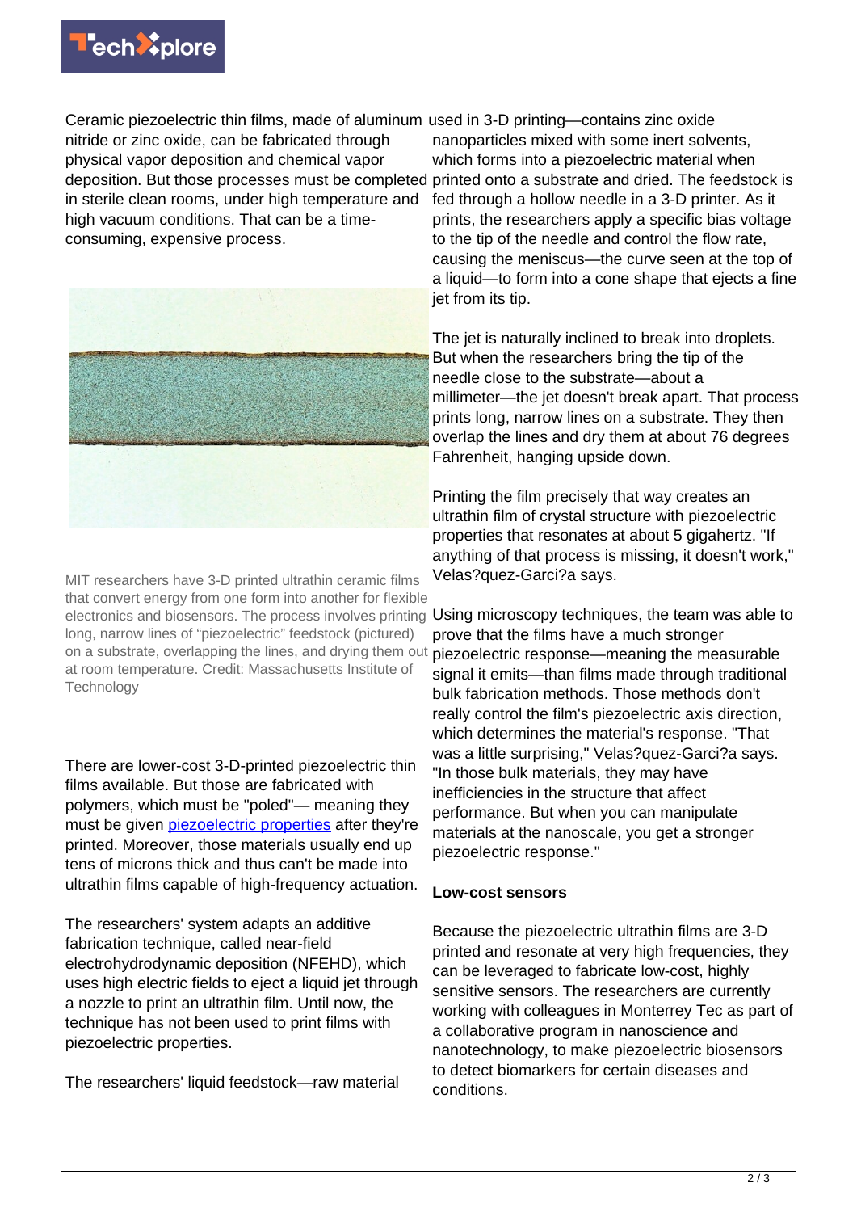Ceramic piezoelectric thin films, made of aluminum nitride or zinc oxide, can be fabricated through physical vapor deposition and chemical vapor deposition. But those processes must be completed in sterile clean rooms, under high temperature and high vacuum conditions. That can be a time-consuming, expensive process.

MIT researchers have 3-D printed ultrathin ceramic films that convert energy from one form into another for flexible electronics and biosensors. The process involves printing long, narrow lines of "piezoelectric" feedstock (pictured) on a substrate, overlapping the lines, and drying them out at room temperature. Credit: Massachusetts Institute of Technology

There are lower-cost 3-D-printed piezoelectric thin films available. But those are fabricated with polymers, which must be "poled"— meaning they must be given piezoelectric properties after they're printed. Moreover, those materials usually end up tens of microns thick and thus can't be made into ultrathin films capable of high-frequency actuation.

The researchers' system adapts an additive fabrication technique, called near-field electrohydrodynamic deposition (NFEHD), which uses high electric fields to eject a liquid jet through a nozzle to print an ultrathin film. Until now, the technique has not been used to print films with piezoelectric properties.

The researchers' liquid feedstock—raw material used in 3-D printing—contains zinc oxide nanoparticles mixed with some inert solvents, which forms into a piezoelectric material when printed onto a substrate and dried. The feedstock is fed through a hollow needle in a 3-D printer. As it prints, the researchers apply a specific bias voltage to the tip of the needle and control the flow rate, causing the meniscus—the curve seen at the top of a liquid—to form into a cone shape that ejects a fine jet from its tip.

The jet is naturally inclined to break into droplets. But when the researchers bring the tip of the needle close to the substrate—about a millimeter—the jet doesn't break apart. That process prints long, narrow lines on a substrate. They then overlap the lines and dry them at about 76 degrees Fahrenheit, hanging upside down.

Printing the film precisely that way creates an ultrathin film of crystal structure with piezoelectric properties that resonates at about 5 gigahertz. "If anything of that process is missing, it doesn't work," Velas?quez-Garci?a says.

Using microscopy techniques, the team was able to prove that the films have a much stronger piezoelectric response—meaning the measurable signal it emits—than films made through traditional bulk fabrication methods. Those methods don't really control the film's piezoelectric axis direction, which determines the material's response. "That was a little surprising," Velas?quez-Garci?a says. "In those bulk materials, they may have inefficiencies in the structure that affect performance. But when you can manipulate materials at the nanoscale, you get a stronger piezoelectric response."

### Low-cost sensors

Because the piezoelectric ultrathin films are 3-D printed and resonate at very high frequencies, they can be leveraged to fabricate low-cost, highly sensitive sensors. The researchers are currently working with colleagues in Monterrey Tec as part of a collaborative program in nanoscience and nanotechnology, to make piezoelectric biosensors to detect biomarkers for certain diseases and conditions.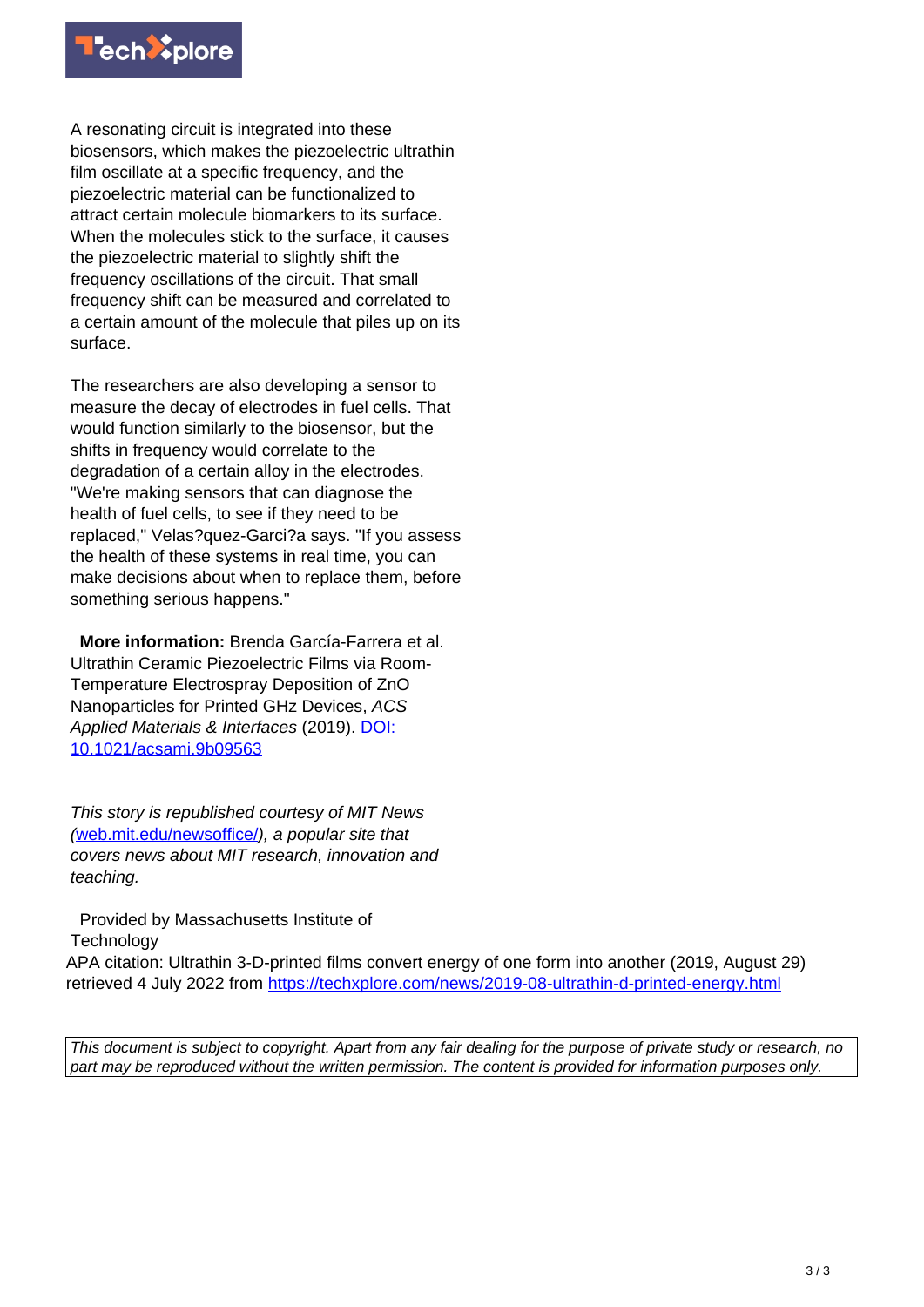A resonating circuit is integrated into these biosensors, which makes the piezoelectric ultrathin film oscillate at a specific frequency, and the piezoelectric material can be functionalized to attract certain molecule biomarkers to its surface. When the molecules stick to the surface, it causes the piezoelectric material to slightly shift the frequency oscillations of the circuit. That small frequency shift can be measured and correlated to a certain amount of the molecule that piles up on its surface.

The researchers are also developing a sensor to measure the decay of electrodes in fuel cells. That would function similarly to the biosensor, but the shifts in frequency would correlate to the degradation of a certain alloy in the electrodes. "We're making sensors that can diagnose the health of fuel cells, to see if they need to be replaced," Velas?quez-Garci?a says. "If you assess the health of these systems in real time, you can make decisions about when to replace them, before something serious happens."

**More information:** Brenda García-Farrera et al. Ultrathin Ceramic Piezoelectric Films via Room-Temperature Electrospray Deposition of ZnO Nanoparticles for Printed GHz Devices, *ACS Applied Materials & Interfaces* (2019). [DOI: 10.1021/acsami.9b09563](https://dx.doi.org/10.1021/acsami.9b09563)

*This story is republished courtesy of MIT News ([web.mit.edu/newsoffice/](http://web.mit.edu/newsoffice/)), a popular site that covers news about MIT research, innovation and teaching.*

Provided by Massachusetts Institute of Technology

APA citation: Ultrathin 3-D-printed films convert energy of one form into another (2019, August 29) retrieved 4 July 2022 from https://techxplore.com/news/2019-08-ultrathin-d-printed-energy.html

*This document is subject to copyright. Apart from any fair dealing for the purpose of private study or research, no part may be reproduced without the written permission. The content is provided for information purposes only.*